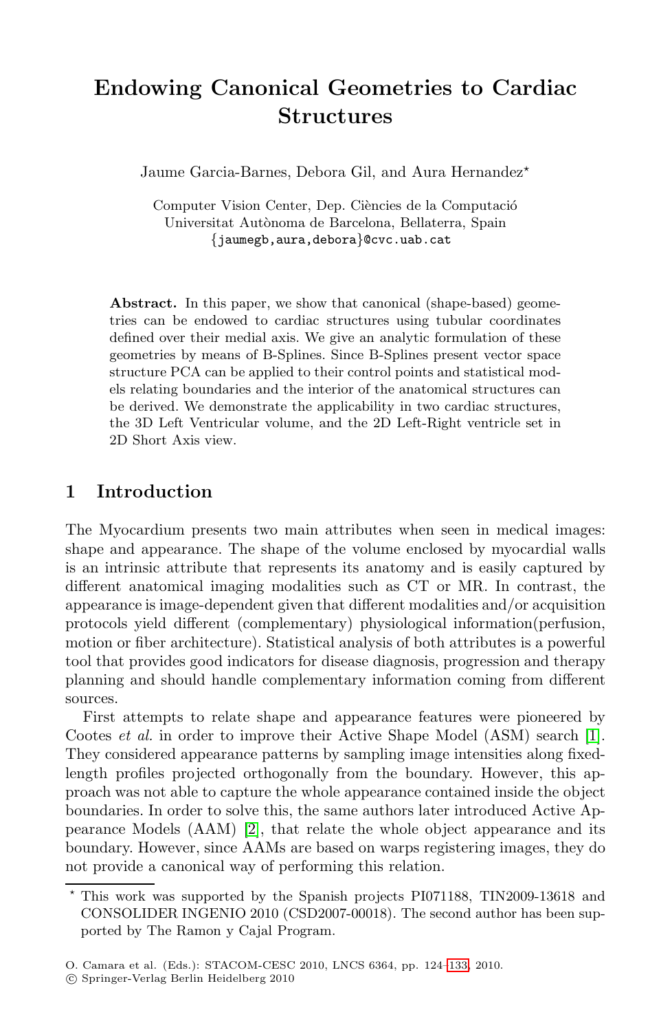# Endowing Canonical Geometries to Cardiac Structures

Jaume Garcia-Barnes, Debora Gil, and Aura Hernandez*

Computer Vision Center, Dep. Ciències de la Computació
Universitat Autònoma de Barcelona, Bellaterra, Spain
{jaumegb,aura,debora}@cvc.uab.cat

**Abstract.** In this paper, we show that canonical (shape-based) geometries can be endowed to cardiac structures using tubular coordinates defined over their medial axis. We give an analytic formulation of these geometries by means of B-Splines. Since B-Splines present vector space structure PCA can be applied to their control points and statistical models relating boundaries and the interior of the anatomical structures can be derived. We demonstrate the applicability in two cardiac structures, the 3D Left Ventricular volume, and the 2D Left-Right ventricle set in 2D Short Axis view.

## 1 Introduction

The Myocardium presents two main attributes when seen in medical images: shape and appearance. The shape of the volume enclosed by myocardial walls is an intrinsic attribute that represents its anatomy and is easily captured by different anatomical imaging modalities such as CT or MR. In contrast, the appearance is image-dependent given that different modalities and/or acquisition protocols yield different (complementary) physiological information(perfusion, motion or fiber architecture). Statistical analysis of both attributes is a powerful tool that provides good indicators for disease diagnosis, progression and therapy planning and should handle complementary information coming from different sources.

First attempts to relate shape and appearance features were pioneered by Cootes *et al.* in order to improve their Active Shape Model (ASM) search [1]. They considered appearance patterns by sampling image intensities along fixed-length profiles projected orthogonally from the boundary. However, this approach was not able to capture the whole appearance contained inside the object boundaries. In order to solve this, the same authors later introduced Active Appearance Models (AAM) [2], that relate the whole object appearance and its boundary. However, since AAMs are based on warps registering images, they do not provide a canonical way of performing this relation.

---

* This work was supported by the Spanish projects PI071188, TIN2009-13618 and CONSOLIDER INGENIO 2010 (CSD2007-00018). The second author has been supported by The Ramon y Cajal Program.

O. Camara et al. (Eds.): STACOM-CESC 2010, LNCS 6364, pp. 124–133, 2010.
© Springer-Verlag Berlin Heidelberg 2010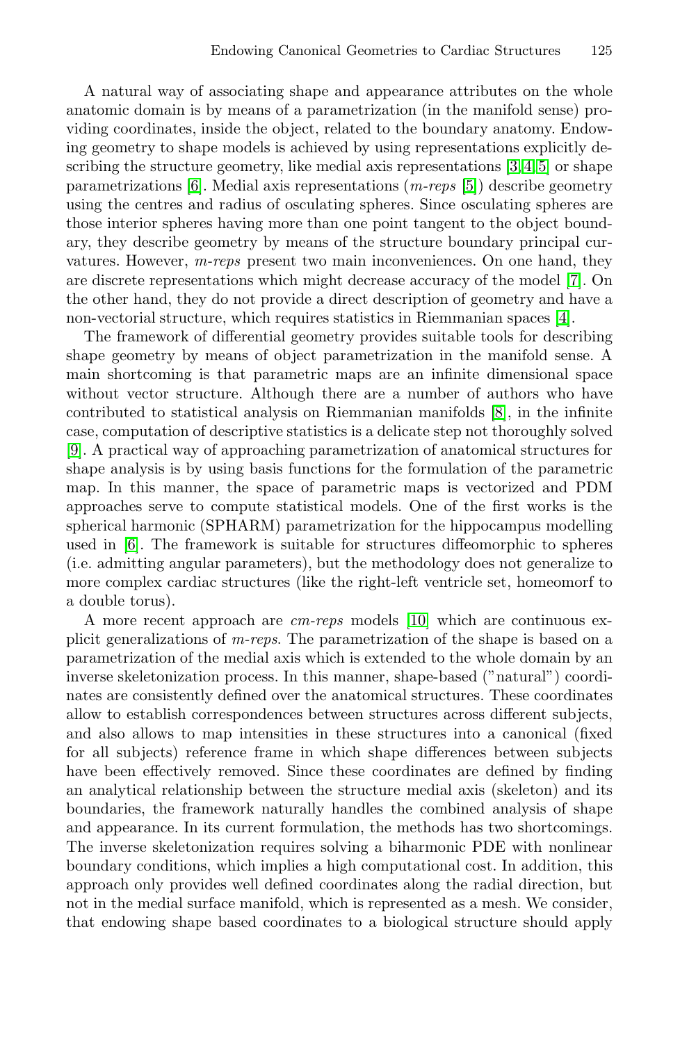A natural way of associating shape and appearance attributes on the whole anatomic domain is by means of a parametrization (in the manifold sense) providing coordinates, inside the object, related to the boundary anatomy. Endowing geometry to shape models is achieved by using representations explicitly describing the structure geometry, like medial axis representations [3,4,5] or shape parametrizations [6]. Medial axis representations (*m-reps* [5]) describe geometry using the centres and radius of osculating spheres. Since osculating spheres are those interior spheres having more than one point tangent to the object boundary, they describe geometry by means of the structure boundary principal curvatures. However, *m-reps* present two main inconveniences. On one hand, they are discrete representations which might decrease accuracy of the model [7]. On the other hand, they do not provide a direct description of geometry and have a non-vectorial structure, which requires statistics in Riemmanian spaces [4].

The framework of differential geometry provides suitable tools for describing shape geometry by means of object parametrization in the manifold sense. A main shortcoming is that parametric maps are an infinite dimensional space without vector structure. Although there are a number of authors who have contributed to statistical analysis on Riemmanian manifolds [8], in the infinite case, computation of descriptive statistics is a delicate step not thoroughly solved [9]. A practical way of approaching parametrization of anatomical structures for shape analysis is by using basis functions for the formulation of the parametric map. In this manner, the space of parametric maps is vectorized and PDM approaches serve to compute statistical models. One of the first works is the spherical harmonic (SPHARM) parametrization for the hippocampus modelling used in [6]. The framework is suitable for structures diffeomorphic to spheres (i.e. admitting angular parameters), but the methodology does not generalize to more complex cardiac structures (like the right-left ventricle set, homeomorf to a double torus).

A more recent approach are *cm-reps* models [10] which are continuous explicit generalizations of *m-reps*. The parametrization of the shape is based on a parametrization of the medial axis which is extended to the whole domain by an inverse skeletonization process. In this manner, shape-based ("natural") coordinates are consistently defined over the anatomical structures. These coordinates allow to establish correspondences between structures across different subjects, and also allows to map intensities in these structures into a canonical (fixed for all subjects) reference frame in which shape differences between subjects have been effectively removed. Since these coordinates are defined by finding an analytical relationship between the structure medial axis (skeleton) and its boundaries, the framework naturally handles the combined analysis of shape and appearance. In its current formulation, the methods has two shortcomings. The inverse skeletonization requires solving a biharmonic PDE with nonlinear boundary conditions, which implies a high computational cost. In addition, this approach only provides well defined coordinates along the radial direction, but not in the medial surface manifold, which is represented as a mesh. We consider, that endowing shape based coordinates to a biological structure should apply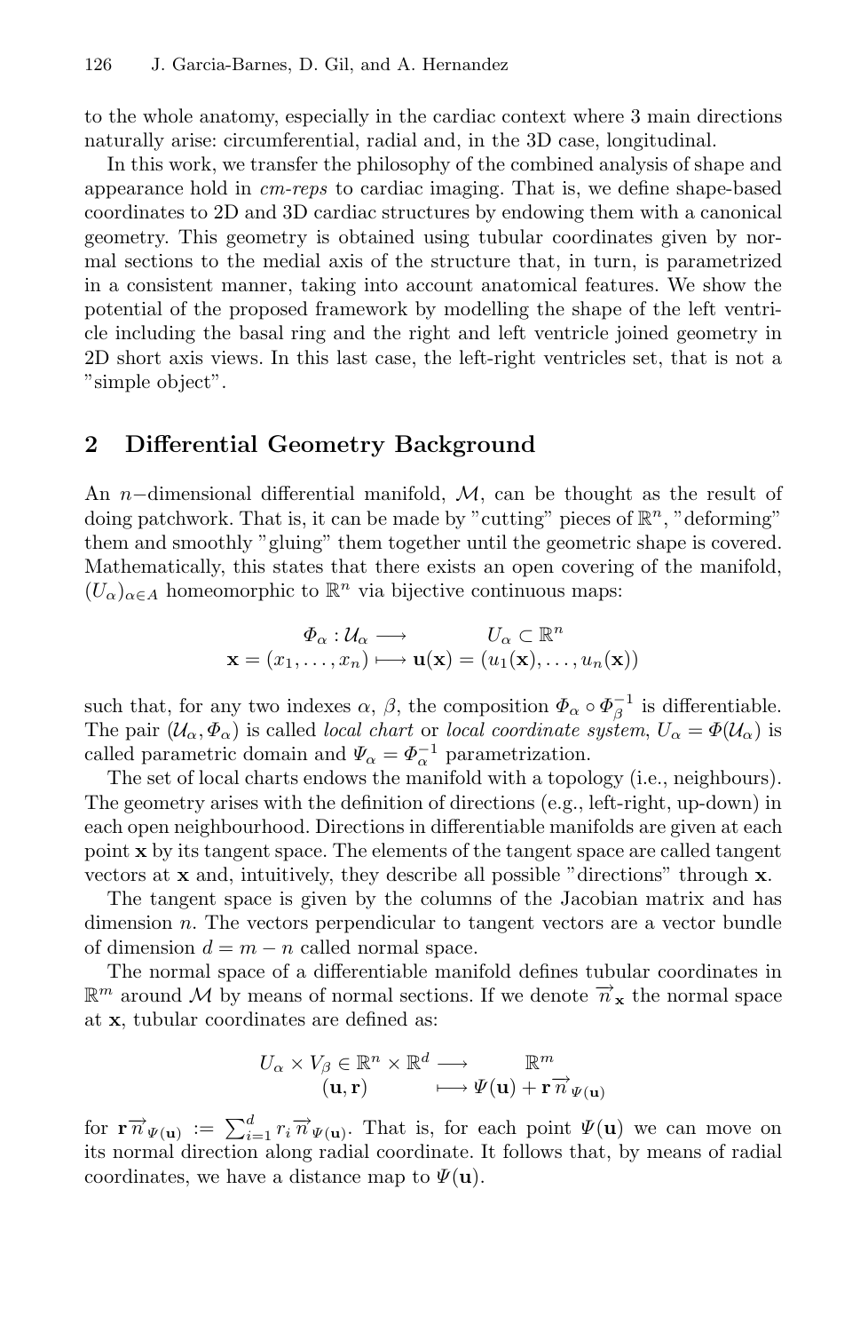to the whole anatomy, especially in the cardiac context where 3 main directions naturally arise: circumferential, radial and, in the 3D case, longitudinal.

In this work, we transfer the philosophy of the combined analysis of shape and appearance hold in *cm-reps* to cardiac imaging. That is, we define shape-based coordinates to 2D and 3D cardiac structures by endowing them with a canonical geometry. This geometry is obtained using tubular coordinates given by normal sections to the medial axis of the structure that, in turn, is parametrized in a consistent manner, taking into account anatomical features. We show the potential of the proposed framework by modelling the shape of the left ventricle including the basal ring and the right and left ventricle joined geometry in 2D short axis views. In this last case, the left-right ventricles set, that is not a "simple object".

## 2 Differential Geometry Background

An $n-$dimensional differential manifold, $\mathcal{M}$, can be thought as the result of doing patchwork. That is, it can be made by "cutting" pieces of $\mathbb{R}^n$, "deforming" them and smoothly "gluing" them together until the geometric shape is covered. Mathematically, this states that there exists an open covering of the manifold, $(U_\alpha)_{\alpha \in A}$ homeomorphic to $\mathbb{R}^n$ via bijective continuous maps:

$$
\begin{array}{rcl}
\Phi_\alpha : \mathcal{U}_\alpha & \longrightarrow & U_\alpha \subset \mathbb{R}^n \\
\mathbf{x} = (x_1, \ldots, x_n) & \longmapsto & \mathbf{u}(\mathbf{x}) = (u_1(\mathbf{x}), \ldots, u_n(\mathbf{x}))
\end{array}
$$

such that, for any two indexes $\alpha$, $\beta$, the composition $\Phi_\alpha \circ \Phi_\beta^{-1}$ is differentiable. The pair $(\mathcal{U}_\alpha, \Phi_\alpha)$ is called *local chart* or *local coordinate system*, $U_\alpha = \Phi(\mathcal{U}_\alpha)$ is called parametric domain and $\Psi_\alpha = \Phi_\alpha^{-1}$ parametrization.

The set of local charts endows the manifold with a topology (i.e., neighbours). The geometry arises with the definition of directions (e.g., left-right, up-down) in each open neighbourhood. Directions in differentiable manifolds are given at each point $\mathbf{x}$ by its tangent space. The elements of the tangent space are called tangent vectors at $\mathbf{x}$ and, intuitively, they describe all possible "directions" through $\mathbf{x}$.

The tangent space is given by the columns of the Jacobian matrix and has dimension $n$. The vectors perpendicular to tangent vectors are a vector bundle of dimension $d = m - n$ called normal space.

The normal space of a differentiable manifold defines tubular coordinates in $\mathbb{R}^m$ around $\mathcal{M}$ by means of normal sections. If we denote $\overrightarrow{n}_{\mathbf{x}}$ the normal space at $\mathbf{x}$, tubular coordinates are defined as:

$$
\begin{array}{rcl}
U_\alpha \times V_\beta \in \mathbb{R}^n \times \mathbb{R}^d & \longrightarrow & \mathbb{R}^m \\
(\mathbf{u}, \mathbf{r}) & \longmapsto & \Psi(\mathbf{u}) + \mathbf{r}\,\overrightarrow{n}_{\Psi(\mathbf{u})}
\end{array}
$$

for $\mathbf{r}\,\overrightarrow{n}_{\Psi(\mathbf{u})} := \sum_{i=1}^{d} r_i \overrightarrow{n}_{\Psi(\mathbf{u})}$. That is, for each point $\Psi(\mathbf{u})$ we can move on its normal direction along radial coordinate. It follows that, by means of radial coordinates, we have a distance map to $\Psi(\mathbf{u})$.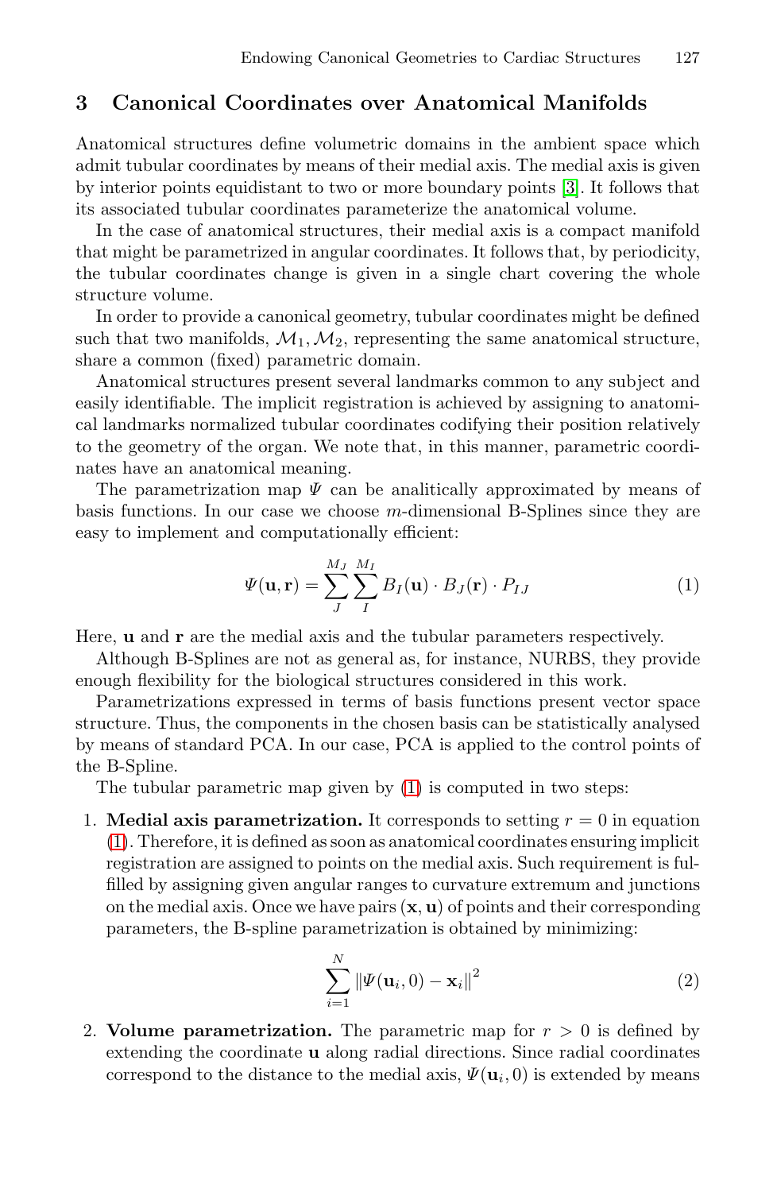## 3 Canonical Coordinates over Anatomical Manifolds

Anatomical structures define volumetric domains in the ambient space which admit tubular coordinates by means of their medial axis. The medial axis is given by interior points equidistant to two or more boundary points [3]. It follows that its associated tubular coordinates parameterize the anatomical volume.

In the case of anatomical structures, their medial axis is a compact manifold that might be parametrized in angular coordinates. It follows that, by periodicity, the tubular coordinates change is given in a single chart covering the whole structure volume.

In order to provide a canonical geometry, tubular coordinates might be defined such that two manifolds, $\mathcal{M}_1, \mathcal{M}_2$, representing the same anatomical structure, share a common (fixed) parametric domain.

Anatomical structures present several landmarks common to any subject and easily identifiable. The implicit registration is achieved by assigning to anatomical landmarks normalized tubular coordinates codifying their position relatively to the geometry of the organ. We note that, in this manner, parametric coordinates have an anatomical meaning.

The parametrization map $\Psi$ can be analitically approximated by means of basis functions. In our case we choose $m$-dimensional B-Splines since they are easy to implement and computationally efficient:

$$\Psi(\mathbf{u}, \mathbf{r}) = \sum_{J}^{M_J} \sum_{I}^{M_I} B_I(\mathbf{u}) \cdot B_J(\mathbf{r}) \cdot P_{IJ} \tag{1}$$

Here, $\mathbf{u}$ and $\mathbf{r}$ are the medial axis and the tubular parameters respectively.

Although B-Splines are not as general as, for instance, NURBS, they provide enough flexibility for the biological structures considered in this work.

Parametrizations expressed in terms of basis functions present vector space structure. Thus, the components in the chosen basis can be statistically analysed by means of standard PCA. In our case, PCA is applied to the control points of the B-Spline.

The tubular parametric map given by (1) is computed in two steps:

1. **Medial axis parametrization.** It corresponds to setting $r = 0$ in equation (1). Therefore, it is defined as soon as anatomical coordinates ensuring implicit registration are assigned to points on the medial axis. Such requirement is fulfilled by assigning given angular ranges to curvature extremum and junctions on the medial axis. Once we have pairs $(\mathbf{x}, \mathbf{u})$ of points and their corresponding parameters, the B-spline parametrization is obtained by minimizing:

$$\sum_{i=1}^{N} \|\Psi(\mathbf{u}_i, 0) - \mathbf{x}_i\|^2 \tag{2}$$

2. **Volume parametrization.** The parametric map for $r > 0$ is defined by extending the coordinate $\mathbf{u}$ along radial directions. Since radial coordinates correspond to the distance to the medial axis, $\Psi(\mathbf{u}_i, 0)$ is extended by means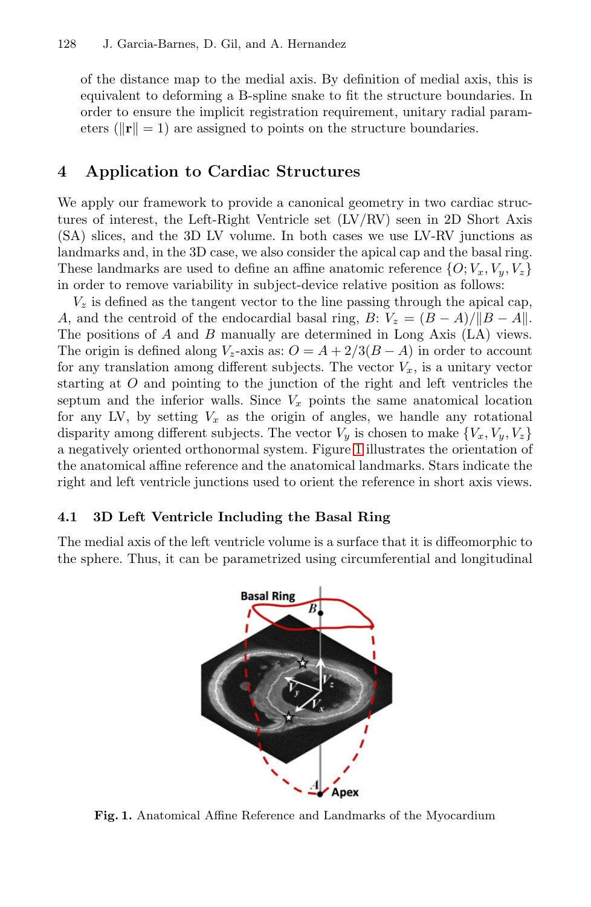of the distance map to the medial axis. By definition of medial axis, this is equivalent to deforming a B-spline snake to fit the structure boundaries. In order to ensure the implicit registration requirement, unitary radial parameters ($\|\mathbf{r}\| = 1$) are assigned to points on the structure boundaries.

## 4 Application to Cardiac Structures

We apply our framework to provide a canonical geometry in two cardiac structures of interest, the Left-Right Ventricle set (LV/RV) seen in 2D Short Axis (SA) slices, and the 3D LV volume. In both cases we use LV-RV junctions as landmarks and, in the 3D case, we also consider the apical cap and the basal ring. These landmarks are used to define an affine anatomic reference $\{O; V_x, V_y, V_z\}$ in order to remove variability in subject-device relative position as follows:

$V_z$ is defined as the tangent vector to the line passing through the apical cap, $A$, and the centroid of the endocardial basal ring, $B$: $V_z = (B - A)/\|B - A\|$. The positions of $A$ and $B$ manually are determined in Long Axis (LA) views. The origin is defined along $V_z$-axis as: $O = A + 2/3(B - A)$ in order to account for any translation among different subjects. The vector $V_x$, is a unitary vector starting at $O$ and pointing to the junction of the right and left ventricles the septum and the inferior walls. Since $V_x$ points the same anatomical location for any LV, by setting $V_x$ as the origin of angles, we handle any rotational disparity among different subjects. The vector $V_y$ is chosen to make $\{V_x, V_y, V_z\}$ a negatively oriented orthonormal system. Figure 1 illustrates the orientation of the anatomical affine reference and the anatomical landmarks. Stars indicate the right and left ventricle junctions used to orient the reference in short axis views.

### 4.1 3D Left Ventricle Including the Basal Ring

The medial axis of the left ventricle volume is a surface that it is diffeomorphic to the sphere. Thus, it can be parametrized using circumferential and longitudinal

**Fig. 1.** Anatomical Affine Reference and Landmarks of the Myocardium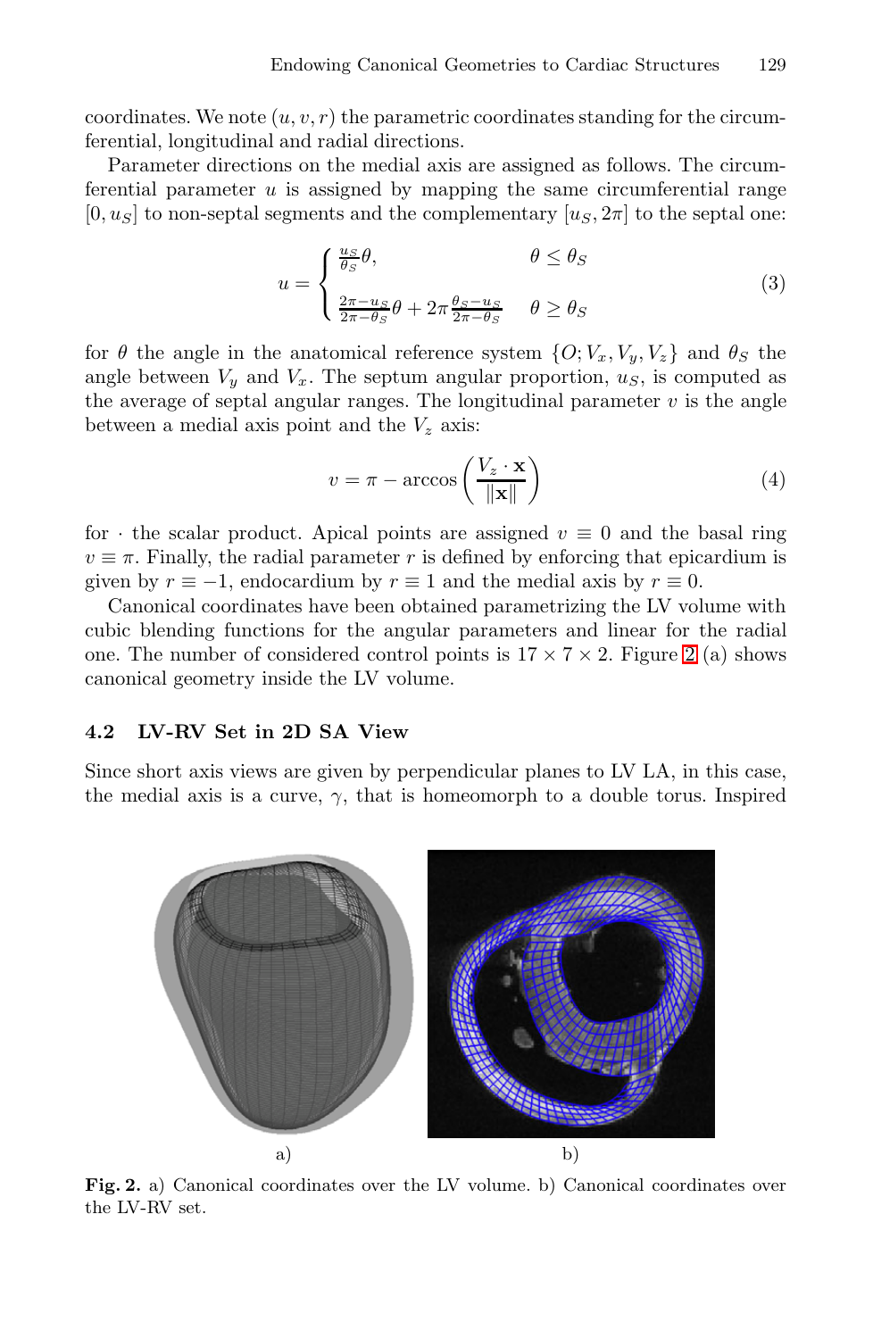coordinates. We note $(u, v, r)$ the parametric coordinates standing for the circumferential, longitudinal and radial directions.

Parameter directions on the medial axis are assigned as follows. The circumferential parameter $u$ is assigned by mapping the same circumferential range $[0, u_S]$ to non-septal segments and the complementary $[u_S, 2\pi]$ to the septal one:

$$u = \begin{cases} \frac{u_S}{\theta_S}\theta, & \theta \leq \theta_S \\ \\ \frac{2\pi - u_S}{2\pi - \theta_S}\theta + 2\pi\frac{\theta_S - u_S}{2\pi - \theta_S} & \theta \geq \theta_S \end{cases} \tag{3}$$

for $\theta$ the angle in the anatomical reference system $\{O; V_x, V_y, V_z\}$ and $\theta_S$ the angle between $V_y$ and $V_x$. The septum angular proportion, $u_S$, is computed as the average of septal angular ranges. The longitudinal parameter $v$ is the angle between a medial axis point and the $V_z$ axis:

$$v = \pi - \arccos\left(\frac{V_z \cdot \mathbf{x}}{\|\mathbf{x}\|}\right) \tag{4}$$

for $\cdot$ the scalar product. Apical points are assigned $v \equiv 0$ and the basal ring $v \equiv \pi$. Finally, the radial parameter $r$ is defined by enforcing that epicardium is given by $r \equiv -1$, endocardium by $r \equiv 1$ and the medial axis by $r \equiv 0$.

Canonical coordinates have been obtained parametrizing the LV volume with cubic blending functions for the angular parameters and linear for the radial one. The number of considered control points is $17 \times 7 \times 2$. Figure 2 (a) shows canonical geometry inside the LV volume.

### 4.2 LV-RV Set in 2D SA View

Since short axis views are given by perpendicular planes to LV LA, in this case, the medial axis is a curve, $\gamma$, that is homeomorph to a double torus. Inspired

a) b)

**Fig. 2.** a) Canonical coordinates over the LV volume. b) Canonical coordinates over the LV-RV set.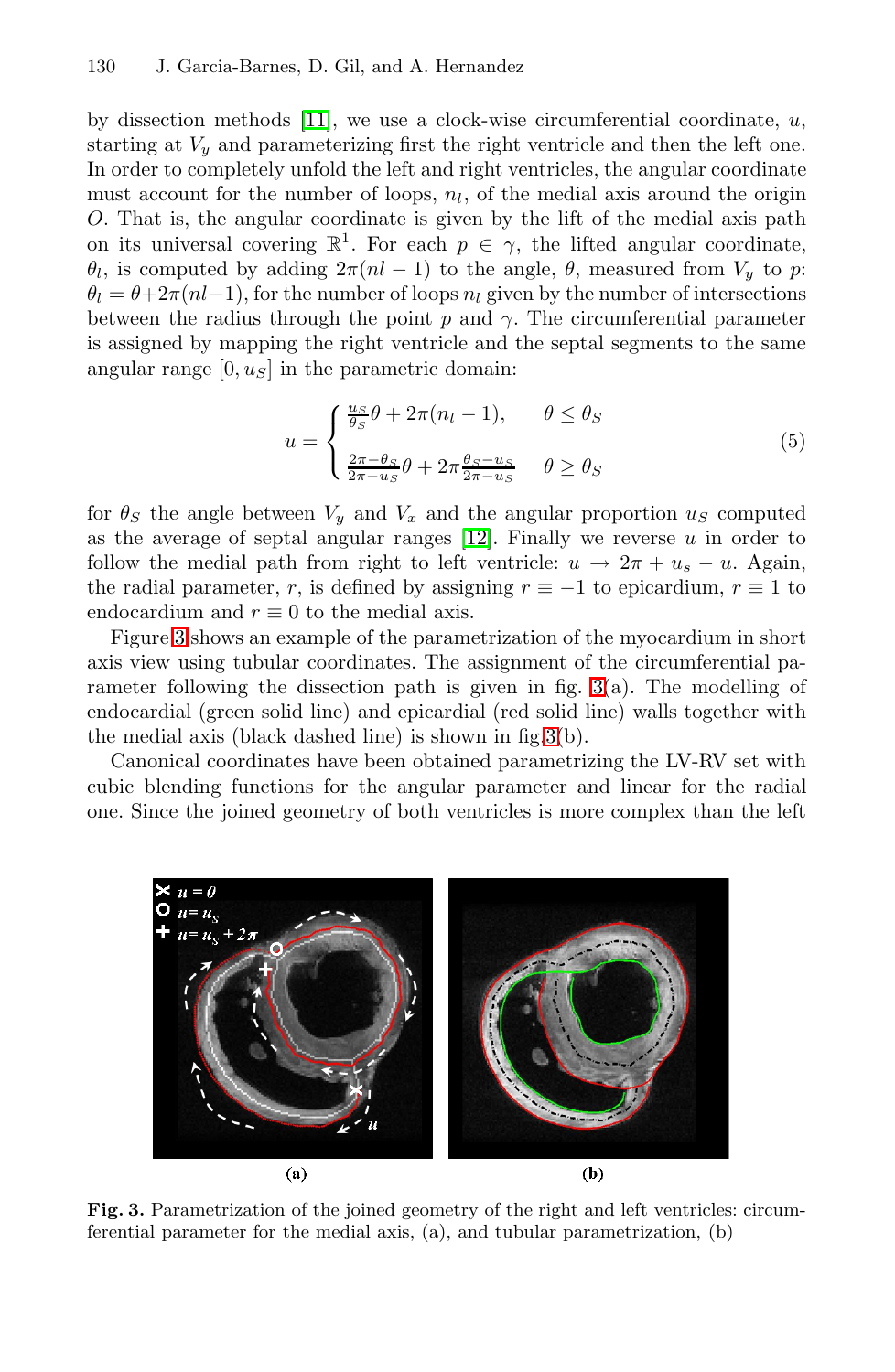by dissection methods [11], we use a clock-wise circumferential coordinate, $u$, starting at $V_y$ and parameterizing first the right ventricle and then the left one. In order to completely unfold the left and right ventricles, the angular coordinate must account for the number of loops, $n_l$, of the medial axis around the origin $O$. That is, the angular coordinate is given by the lift of the medial axis path on its universal covering $\mathbb{R}^1$. For each $p \in \gamma$, the lifted angular coordinate, $\theta_l$, is computed by adding $2\pi(nl-1)$ to the angle, $\theta$, measured from $V_y$ to $p$: $\theta_l = \theta + 2\pi(nl-1)$, for the number of loops $n_l$ given by the number of intersections between the radius through the point $p$ and $\gamma$. The circumferential parameter is assigned by mapping the right ventricle and the septal segments to the same angular range $[0, u_S]$ in the parametric domain:

$$u = \begin{cases} \frac{u_S}{\theta_S}\theta + 2\pi(n_l - 1), & \theta \leq \theta_S \\ \frac{2\pi - \theta_S}{2\pi - u_S}\theta + 2\pi\frac{\theta_S - u_S}{2\pi - u_S} & \theta \geq \theta_S \end{cases} \tag{5}$$

for $\theta_S$ the angle between $V_y$ and $V_x$ and the angular proportion $u_S$ computed as the average of septal angular ranges [12]. Finally we reverse $u$ in order to follow the medial path from right to left ventricle: $u \to 2\pi + u_s - u$. Again, the radial parameter, $r$, is defined by assigning $r \equiv -1$ to epicardium, $r \equiv 1$ to endocardium and $r \equiv 0$ to the medial axis.

Figure 3 shows an example of the parametrization of the myocardium in short axis view using tubular coordinates. The assignment of the circumferential parameter following the dissection path is given in fig. 3(a). The modelling of endocardial (green solid line) and epicardial (red solid line) walls together with the medial axis (black dashed line) is shown in fig 3(b).

Canonical coordinates have been obtained parametrizing the LV-RV set with cubic blending functions for the angular parameter and linear for the radial one. Since the joined geometry of both ventricles is more complex than the left

**Fig. 3.** Parametrization of the joined geometry of the right and left ventricles: circumferential parameter for the medial axis, (a), and tubular parametrization, (b)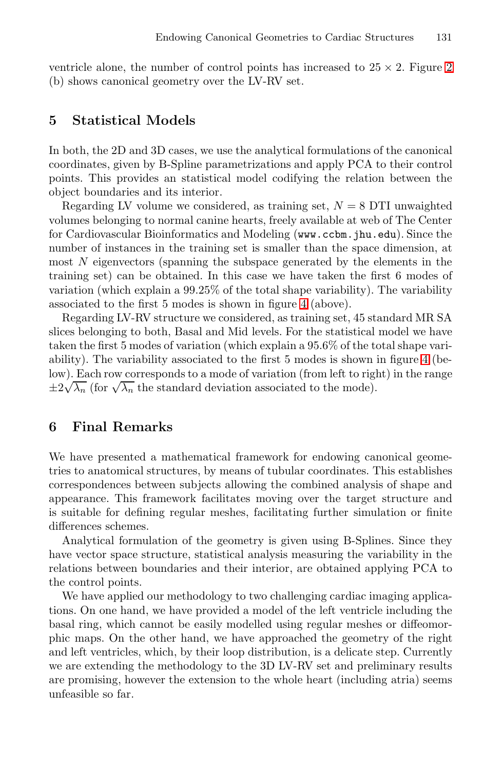ventricle alone, the number of control points has increased to $25 \times 2$. Figure 2 (b) shows canonical geometry over the LV-RV set.

## 5 Statistical Models

In both, the 2D and 3D cases, we use the analytical formulations of the canonical coordinates, given by B-Spline parametrizations and apply PCA to their control points. This provides an statistical model codifying the relation between the object boundaries and its interior.

Regarding LV volume we considered, as training set, $N = 8$ DTI unweighted volumes belonging to normal canine hearts, freely available at web of The Center for Cardiovascular Bioinformatics and Modeling (www.ccbm.jhu.edu). Since the number of instances in the training set is smaller than the space dimension, at most $N$ eigenvectors (spanning the subspace generated by the elements in the training set) can be obtained. In this case we have taken the first 6 modes of variation (which explain a 99.25% of the total shape variability). The variability associated to the first 5 modes is shown in figure 4 (above).

Regarding LV-RV structure we considered, as training set, 45 standard MR SA slices belonging to both, Basal and Mid levels. For the statistical model we have taken the first 5 modes of variation (which explain a 95.6% of the total shape variability). The variability associated to the first 5 modes is shown in figure 4 (below). Each row corresponds to a mode of variation (from left to right) in the range $\pm 2\sqrt{\lambda_n}$ (for $\sqrt{\lambda_n}$ the standard deviation associated to the mode).

## 6 Final Remarks

We have presented a mathematical framework for endowing canonical geometries to anatomical structures, by means of tubular coordinates. This establishes correspondences between subjects allowing the combined analysis of shape and appearance. This framework facilitates moving over the target structure and is suitable for defining regular meshes, facilitating further simulation or finite differences schemes.

Analytical formulation of the geometry is given using B-Splines. Since they have vector space structure, statistical analysis measuring the variability in the relations between boundaries and their interior, are obtained applying PCA to the control points.

We have applied our methodology to two challenging cardiac imaging applications. On one hand, we have provided a model of the left ventricle including the basal ring, which cannot be easily modelled using regular meshes or diffeomorphic maps. On the other hand, we have approached the geometry of the right and left ventricles, which, by their loop distribution, is a delicate step. Currently we are extending the methodology to the 3D LV-RV set and preliminary results are promising, however the extension to the whole heart (including atria) seems unfeasible so far.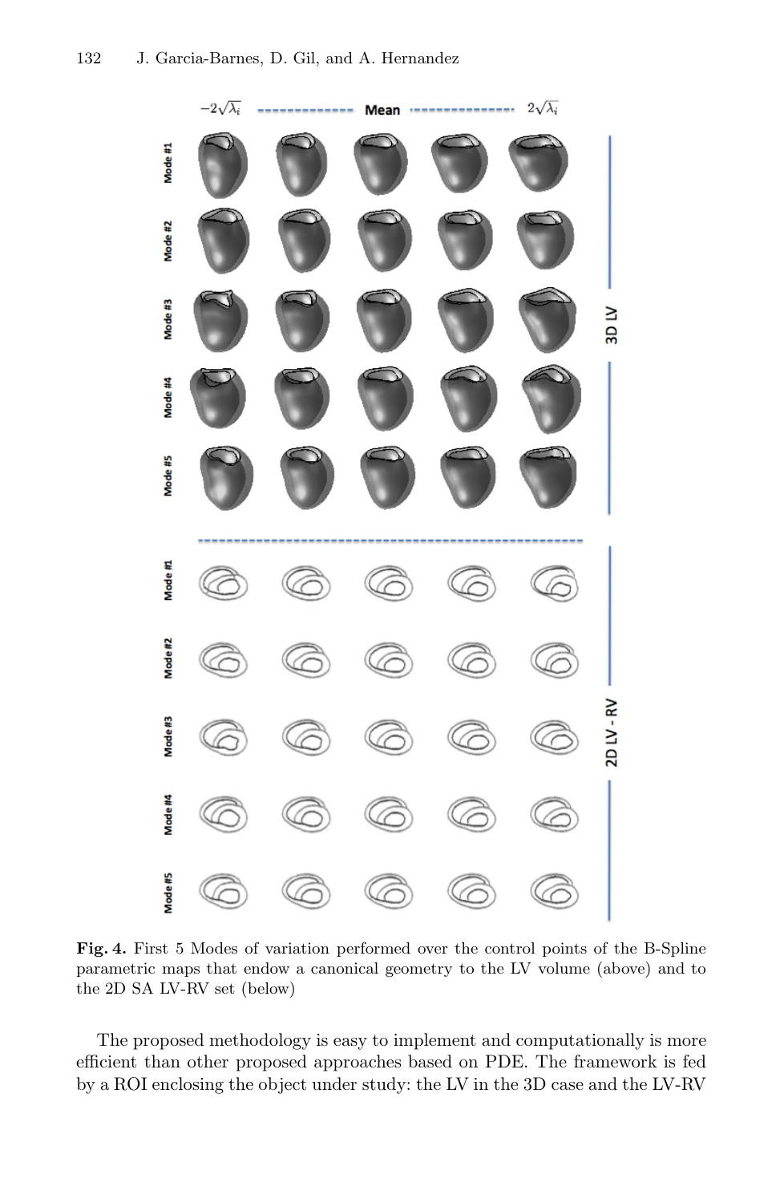**Fig. 4.** First 5 Modes of variation performed over the control points of the B-Spline parametric maps that endow a canonical geometry to the LV volume (above) and to the 2D SA LV-RV set (below)

The proposed methodology is easy to implement and computationally is more efficient than other proposed approaches based on PDE. The framework is fed by a ROI enclosing the object under study: the LV in the 3D case and the LV-RV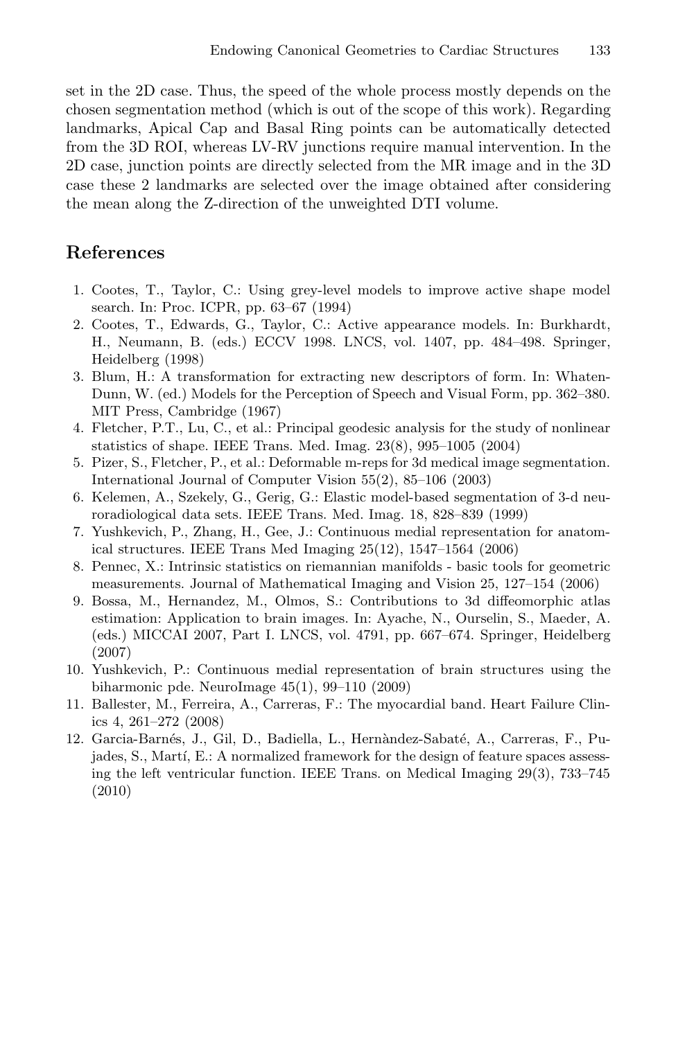set in the 2D case. Thus, the speed of the whole process mostly depends on the chosen segmentation method (which is out of the scope of this work). Regarding landmarks, Apical Cap and Basal Ring points can be automatically detected from the 3D ROI, whereas LV-RV junctions require manual intervention. In the 2D case, junction points are directly selected from the MR image and in the 3D case these 2 landmarks are selected over the image obtained after considering the mean along the Z-direction of the unweighted DTI volume.

## References

1. Cootes, T., Taylor, C.: Using grey-level models to improve active shape model search. In: Proc. ICPR, pp. 63–67 (1994)
2. Cootes, T., Edwards, G., Taylor, C.: Active appearance models. In: Burkhardt, H., Neumann, B. (eds.) ECCV 1998. LNCS, vol. 1407, pp. 484–498. Springer, Heidelberg (1998)
3. Blum, H.: A transformation for extracting new descriptors of form. In: Whaten-Dunn, W. (ed.) Models for the Perception of Speech and Visual Form, pp. 362–380. MIT Press, Cambridge (1967)
4. Fletcher, P.T., Lu, C., et al.: Principal geodesic analysis for the study of nonlinear statistics of shape. IEEE Trans. Med. Imag. 23(8), 995–1005 (2004)
5. Pizer, S., Fletcher, P., et al.: Deformable m-reps for 3d medical image segmentation. International Journal of Computer Vision 55(2), 85–106 (2003)
6. Kelemen, A., Szekely, G., Gerig, G.: Elastic model-based segmentation of 3-d neuroradiological data sets. IEEE Trans. Med. Imag. 18, 828–839 (1999)
7. Yushkevich, P., Zhang, H., Gee, J.: Continuous medial representation for anatomical structures. IEEE Trans Med Imaging 25(12), 1547–1564 (2006)
8. Pennec, X.: Intrinsic statistics on riemannian manifolds - basic tools for geometric measurements. Journal of Mathematical Imaging and Vision 25, 127–154 (2006)
9. Bossa, M., Hernandez, M., Olmos, S.: Contributions to 3d diffeomorphic atlas estimation: Application to brain images. In: Ayache, N., Ourselin, S., Maeder, A. (eds.) MICCAI 2007, Part I. LNCS, vol. 4791, pp. 667–674. Springer, Heidelberg (2007)
10. Yushkevich, P.: Continuous medial representation of brain structures using the biharmonic pde. NeuroImage 45(1), 99–110 (2009)
11. Ballester, M., Ferreira, A., Carreras, F.: The myocardial band. Heart Failure Clinics 4, 261–272 (2008)
12. Garcia-Barnés, J., Gil, D., Badiella, L., Hernàndez-Sabaté, A., Carreras, F., Pujades, S., Martí, E.: A normalized framework for the design of feature spaces assessing the left ventricular function. IEEE Trans. on Medical Imaging 29(3), 733–745 (2010)